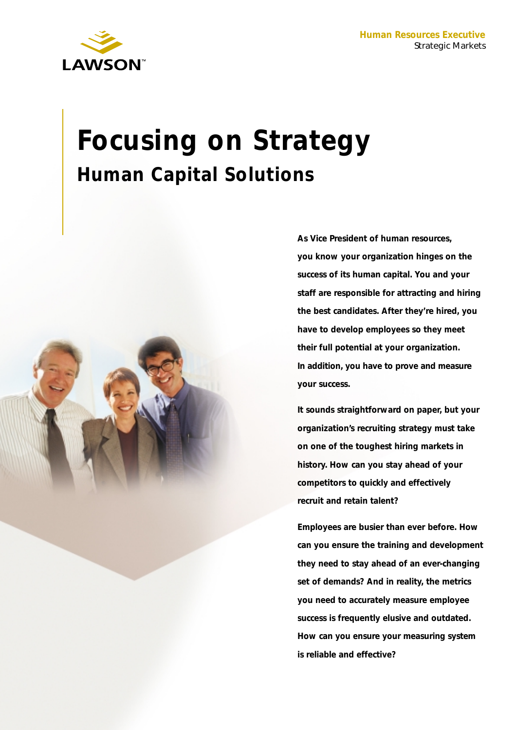LAWSON™

**Human Resources Executive**
Strategic Markets

# Focusing on Strategy

## Human Capital Solutions

**As Vice President of human resources, you know your organization hinges on the success of its human capital. You and your staff are responsible for attracting and hiring the best candidates. After they're hired, you have to develop employees so they meet their full potential at your organization. In addition, you have to prove and measure your success.**

**It sounds straightforward on paper, but your organization's recruiting strategy must take on one of the toughest hiring markets in history. How can you stay ahead of your competitors to quickly and effectively recruit and retain talent?**

**Employees are busier than ever before. How can you ensure the training and development they need to stay ahead of an ever-changing set of demands? And in reality, the metrics you need to accurately measure employee success is frequently elusive and outdated. How can you ensure your measuring system is reliable and effective?**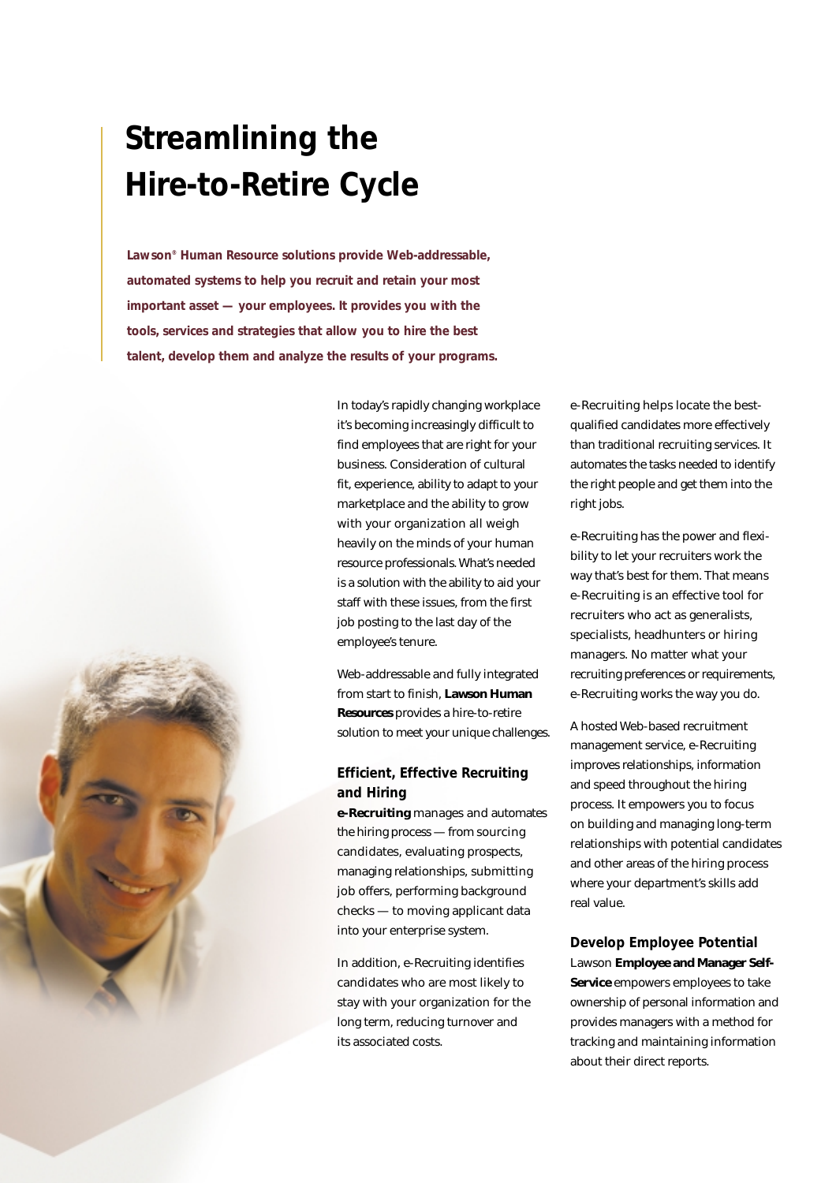# Streamlining the Hire-to-Retire Cycle

**Lawson® Human Resource solutions provide Web-addressable, automated systems to help you recruit and retain your most important asset — your employees. It provides you with the tools, services and strategies that allow you to hire the best talent, develop them and analyze the results of your programs.**

In today's rapidly changing workplace it's becoming increasingly difficult to find employees that are right for your business. Consideration of cultural fit, experience, ability to adapt to your marketplace and the ability to grow with your organization all weigh heavily on the minds of your human resource professionals. What's needed is a solution with the ability to aid your staff with these issues, from the first job posting to the last day of the employee's tenure.

Web-addressable and fully integrated from start to finish, **Lawson Human Resources** provides a hire-to-retire solution to meet your unique challenges.

### Efficient, Effective Recruiting and Hiring

**e-Recruiting** manages and automates the hiring process — from sourcing candidates, evaluating prospects, managing relationships, submitting job offers, performing background checks — to moving applicant data into your enterprise system.

In addition, e-Recruiting identifies candidates who are most likely to stay with your organization for the long term, reducing turnover and its associated costs.

e-Recruiting helps locate the best-qualified candidates more effectively than traditional recruiting services. It automates the tasks needed to identify the right people and get them into the right jobs.

e-Recruiting has the power and flexibility to let your recruiters work the way that's best for them. That means e-Recruiting is an effective tool for recruiters who act as generalists, specialists, headhunters or hiring managers. No matter what your recruiting preferences or requirements, e-Recruiting works the way you do.

A hosted Web-based recruitment management service, e-Recruiting improves relationships, information and speed throughout the hiring process. It empowers you to focus on building and managing long-term relationships with potential candidates and other areas of the hiring process where your department's skills add real value.

### Develop Employee Potential

Lawson **Employee and Manager Self-Service** empowers employees to take ownership of personal information and provides managers with a method for tracking and maintaining information about their direct reports.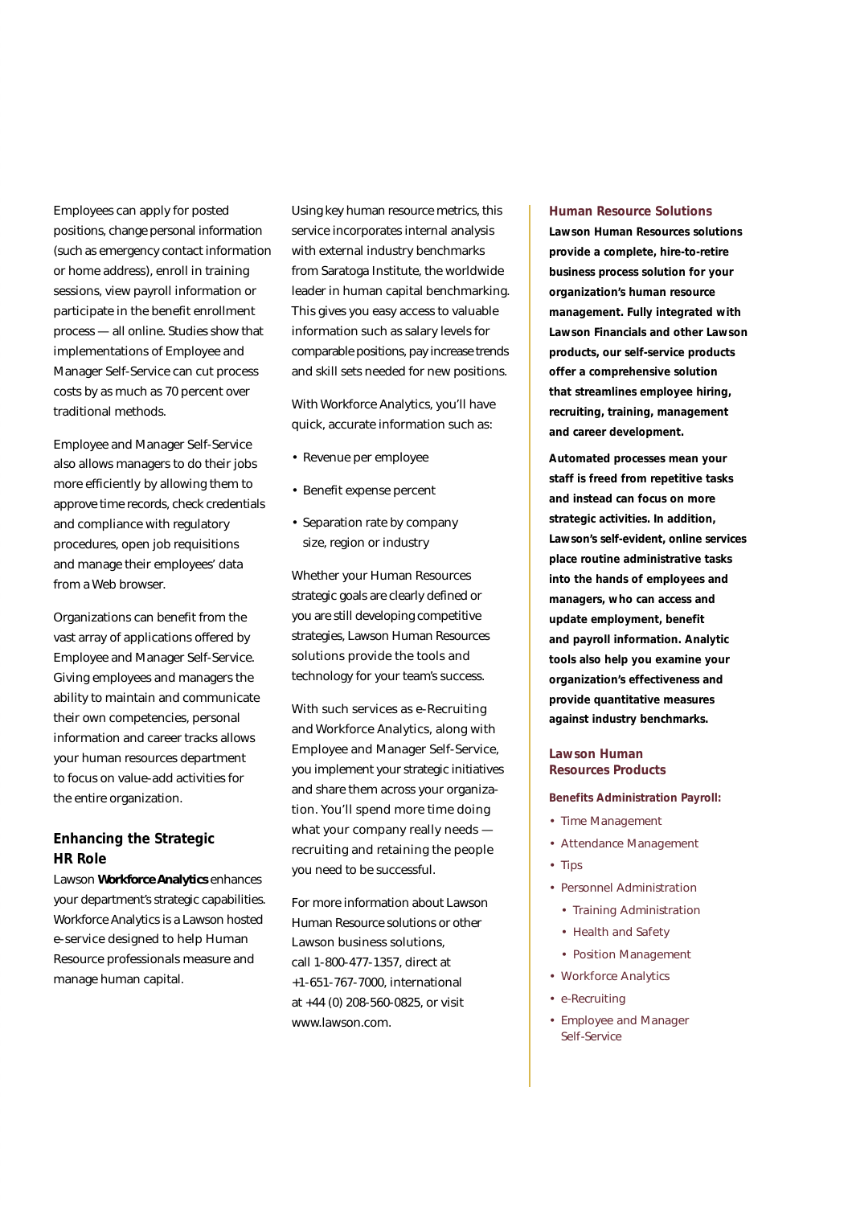Employees can apply for posted positions, change personal information (such as emergency contact information or home address), enroll in training sessions, view payroll information or participate in the benefit enrollment process — all online. Studies show that implementations of Employee and Manager Self-Service can cut process costs by as much as 70 percent over traditional methods.

Employee and Manager Self-Service also allows managers to do their jobs more efficiently by allowing them to approve time records, check credentials and compliance with regulatory procedures, open job requisitions and manage their employees' data from a Web browser.

Organizations can benefit from the vast array of applications offered by Employee and Manager Self-Service. Giving employees and managers the ability to maintain and communicate their own competencies, personal information and career tracks allows your human resources department to focus on value-add activities for the entire organization.

## Enhancing the Strategic HR Role

Lawson **Workforce Analytics** enhances your department's strategic capabilities. Workforce Analytics is a Lawson hosted e-service designed to help Human Resource professionals measure and manage human capital.

Using key human resource metrics, this service incorporates internal analysis with external industry benchmarks from Saratoga Institute, the worldwide leader in human capital benchmarking. This gives you easy access to valuable information such as salary levels for comparable positions, pay increase trends and skill sets needed for new positions.

With Workforce Analytics, you'll have quick, accurate information such as:

- Revenue per employee
- Benefit expense percent
- Separation rate by company size, region or industry

Whether your Human Resources strategic goals are clearly defined or you are still developing competitive strategies, Lawson Human Resources solutions provide the tools and technology for your team's success.

With such services as e-Recruiting and Workforce Analytics, along with Employee and Manager Self-Service, you implement your strategic initiatives and share them across your organization. You'll spend more time doing what your company really needs — recruiting and retaining the people you need to be successful.

For more information about Lawson Human Resource solutions or other Lawson business solutions, call 1-800-477-1357, direct at +1-651-767-7000, international at +44 (0) 208-560-0825, or visit www.lawson.com.

## Human Resource Solutions

**Lawson Human Resources solutions provide a complete, hire-to-retire business process solution for your organization's human resource management. Fully integrated with Lawson Financials and other Lawson products, our self-service products offer a comprehensive solution that streamlines employee hiring, recruiting, training, management and career development.**

**Automated processes mean your staff is freed from repetitive tasks and instead can focus on more strategic activities. In addition, Lawson's self-evident, online services place routine administrative tasks into the hands of employees and managers, who can access and update employment, benefit and payroll information. Analytic tools also help you examine your organization's effectiveness and provide quantitative measures against industry benchmarks.**

## Lawson Human Resources Products

**Benefits Administration Payroll:**

- Time Management
- Attendance Management
- Tips
- Personnel Administration
  - Training Administration
  - Health and Safety
  - Position Management
- Workforce Analytics
- e-Recruiting
- Employee and Manager Self-Service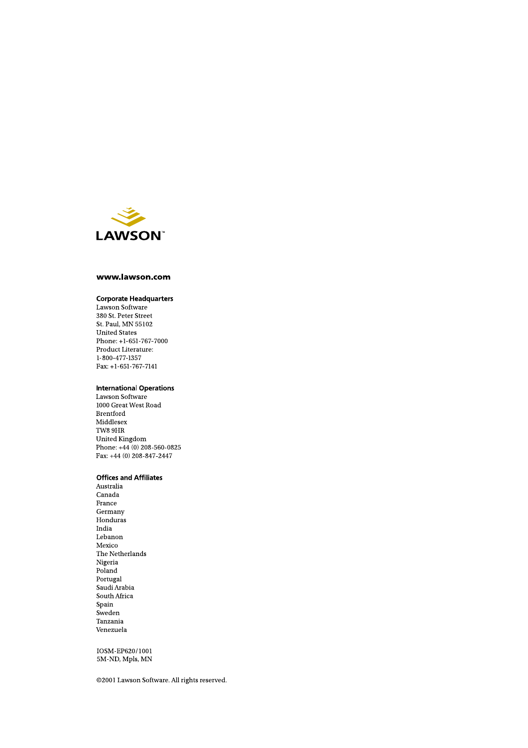LAWSON™

**www.lawson.com**

**Corporate Headquarters**
Lawson Software
380 St. Peter Street
St. Paul, MN 55102
United States
Phone: +1-651-767-7000
Product Literature:
1-800-477-1357
Fax: +1-651-767-7141

**International Operations**
Lawson Software
1000 Great West Road
Brentford
Middlesex
TW8 9HR
United Kingdom
Phone: +44 (0) 208-560-0825
Fax: +44 (0) 208-847-2447

**Offices and Affiliates**
Australia
Canada
France
Germany
Honduras
India
Lebanon
Mexico
The Netherlands
Nigeria
Poland
Portugal
Saudi Arabia
South Africa
Spain
Sweden
Tanzania
Venezuela

IOSM-EP620/1001
5M-ND, Mpls, MN

©2001 Lawson Software. All rights reserved.